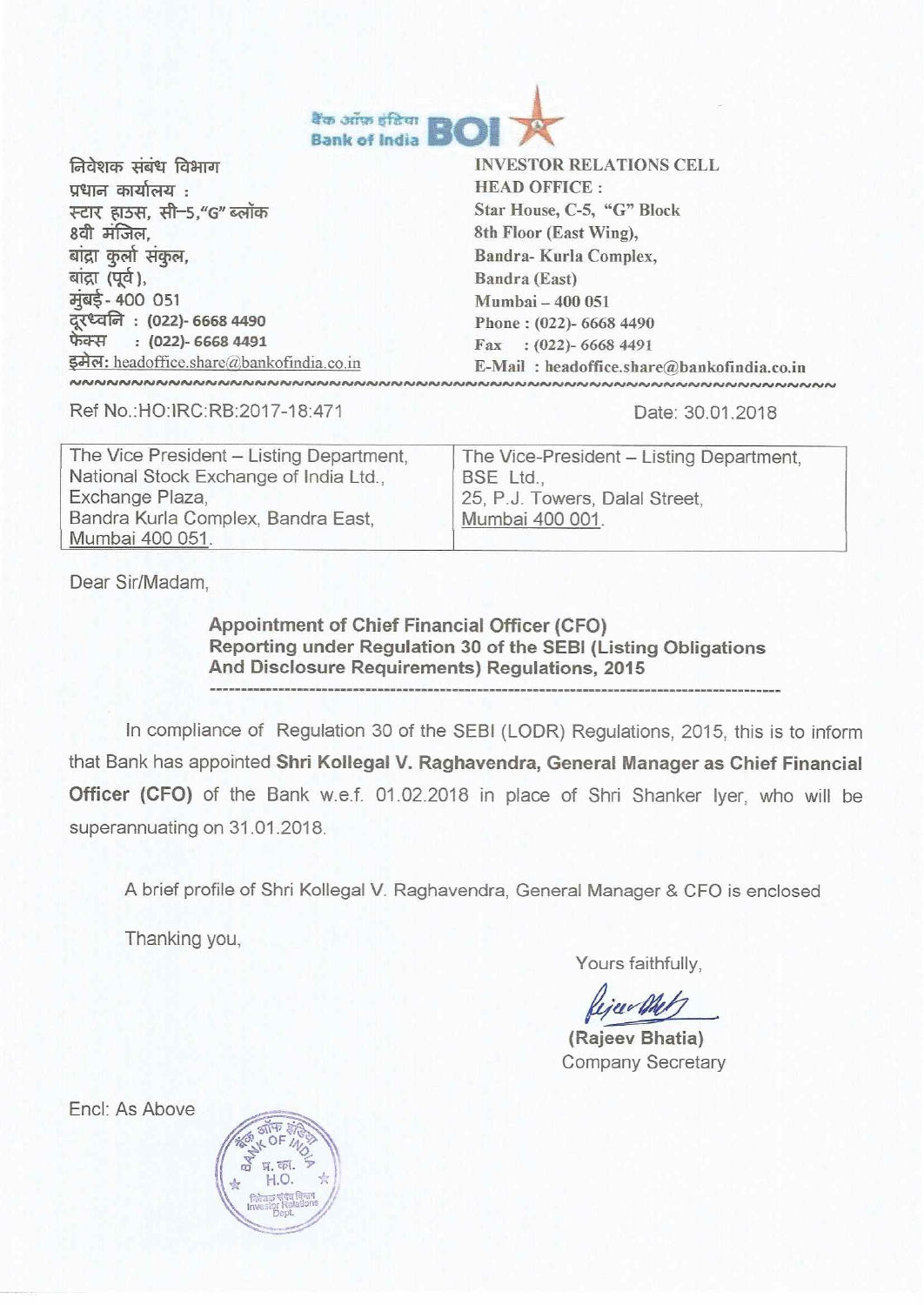बैंक ऑफ़ इंडिया **Bank of India BOI**

| निवेशक संबंध विभाग<br>प्रधान कार्यालय :<br>स्टार हाउस, सी–5,"G" ब्लॉक<br>8वी मंजिल,<br>बांद्रा कुर्ला संकुल,<br>बांद्रा (पूर्व),<br>मुंबई - 400 051<br>दूरध्वनि : (022)- 6668 4490<br>फैक्स : (022)- 6668 4491<br>इमेल: headoffice.share@bankofindia.co.in | **INVESTOR RELATIONS CELL**<br>**HEAD OFFICE :**<br>**Star House, C-5, "G" Block**<br>**8th Floor (East Wing),**<br>**Bandra- Kurla Complex,**<br>**Bandra (East)**<br>**Mumbai – 400 051**<br>**Phone : (022)- 6668 4490**<br>**Fax : (022)- 6668 4491**<br>**E-Mail : headoffice.share@bankofindia.co.in** |
|---|---|

Ref No.:HO:IRC:RB:2017-18:471

Date: 30.01.2018

| The Vice President – Listing Department,<br>National Stock Exchange of India Ltd.,<br>Exchange Plaza,<br>Bandra Kurla Complex, Bandra East,<br>Mumbai 400 051. | The Vice-President – Listing Department,<br>BSE Ltd.,<br>25, P.J. Towers, Dalal Street,<br>Mumbai 400 001. |
|---|---|

Dear Sir/Madam,

**Appointment of Chief Financial Officer (CFO)**
**Reporting under Regulation 30 of the SEBI (Listing Obligations And Disclosure Requirements) Regulations, 2015**

In compliance of Regulation 30 of the SEBI (LODR) Regulations, 2015, this is to inform that Bank has appointed **Shri Kollegal V. Raghavendra, General Manager as Chief Financial Officer (CFO)** of the Bank w.e.f. 01.02.2018 in place of Shri Shanker Iyer, who will be superannuating on 31.01.2018.

A brief profile of Shri Kollegal V. Raghavendra, General Manager & CFO is enclosed

Thanking you,

Yours faithfully,

**(Rajeev Bhatia)**
Company Secretary

Encl: As Above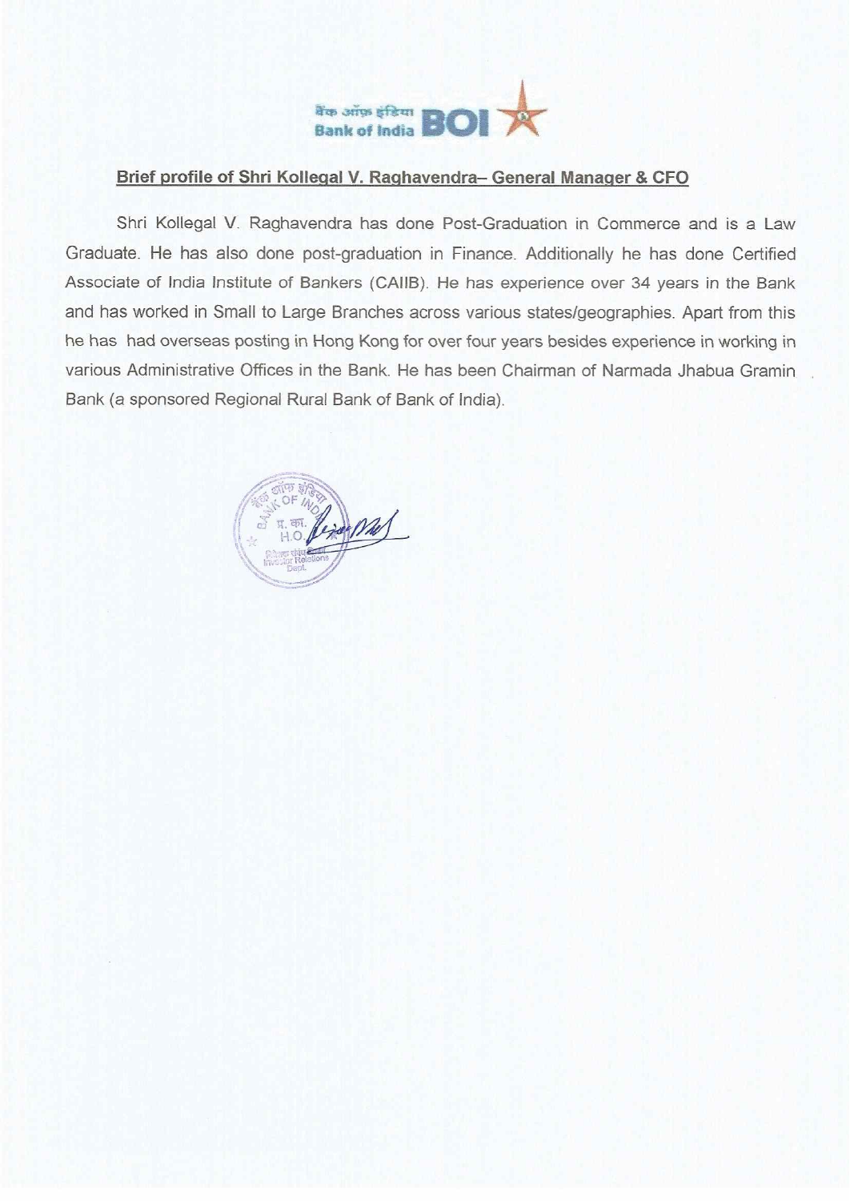**Brief profile of Shri Kollegal V. Raghavendra– General Manager & CFO**

Shri Kollegal V. Raghavendra has done Post-Graduation in Commerce and is a Law Graduate. He has also done post-graduation in Finance. Additionally he has done Certified Associate of India Institute of Bankers (CAIIB). He has experience over 34 years in the Bank and has worked in Small to Large Branches across various states/geographies. Apart from this he has had overseas posting in Hong Kong for over four years besides experience in working in various Administrative Offices in the Bank. He has been Chairman of Narmada Jhabua Gramin Bank (a sponsored Regional Rural Bank of Bank of India).